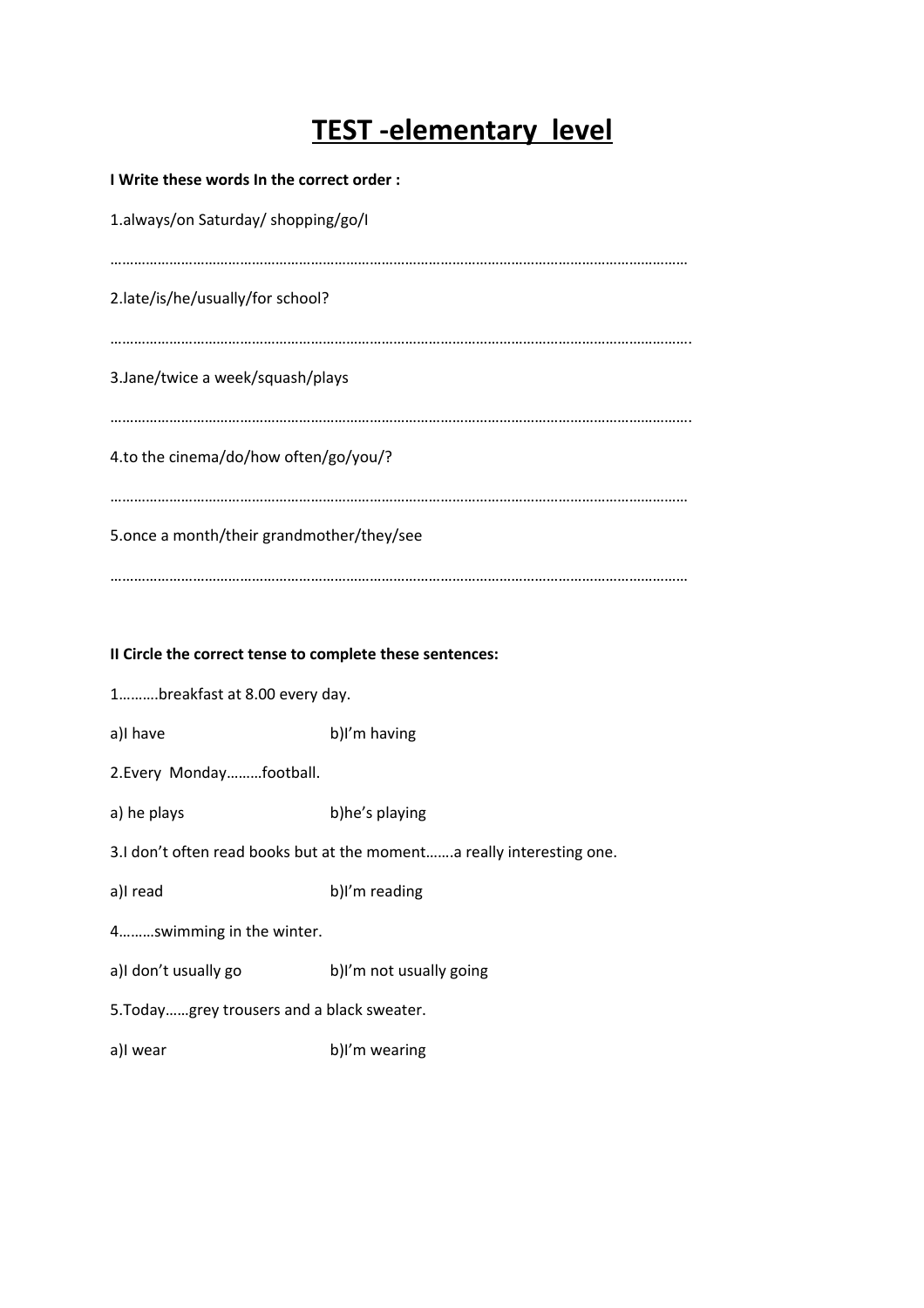# TEST -elementary level

**I Write these words In the correct order :**

1.always/on Saturday/ shopping/go/I

………………………………………………………………………………………………………………………………

2.late/is/he/usually/for school?

……………………………………………………………………………………………………………………………….

3.Jane/twice a week/squash/plays

……………………………………………………………………………………………………………………………….

4.to the cinema/do/how often/go/you/?

………………………………………………………………………………………………………………………………

5.once a month/their grandmother/they/see

………………………………………………………………………………………………………………………………

**II Circle the correct tense to complete these sentences:**

1……….breakfast at 8.00 every day.

a)I have b)I'm having

2.Every Monday………football.

a) he plays b)he's playing

3.I don't often read books but at the moment…….a really interesting one.

a)I read b)I'm reading

4………swimming in the winter.

a)I don't usually go b)I'm not usually going

5.Today……grey trousers and a black sweater.

a)I wear b)I'm wearing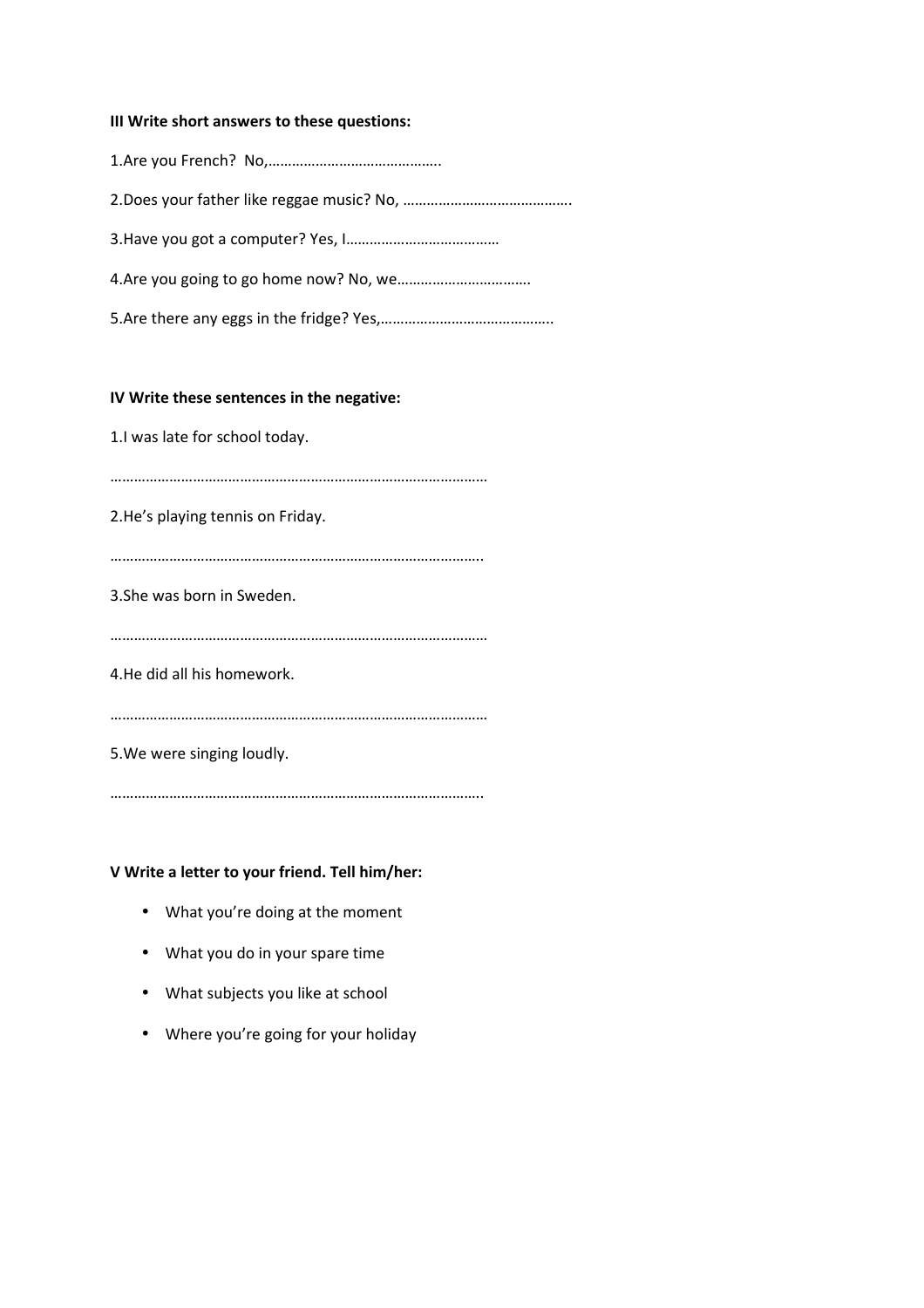**III Write short answers to these questions:**

1.Are you French? No,…………………………………….

2.Does your father like reggae music? No, …………………………………….

3.Have you got a computer? Yes, I…………………………………

4.Are you going to go home now? No, we…………………………….

5.Are there any eggs in the fridge? Yes,…………………………………….

**IV Write these sentences in the negative:**

1.I was late for school today.

……………………………………………………………………………………

2.He's playing tennis on Friday.

…………………………………………………………………………………..

3.She was born in Sweden.

……………………………………………………………………………………

4.He did all his homework.

……………………………………………………………………………………

5.We were singing loudly.

…………………………………………………………………………………..

**V Write a letter to your friend. Tell him/her:**

- What you're doing at the moment
- What you do in your spare time
- What subjects you like at school
- Where you're going for your holiday